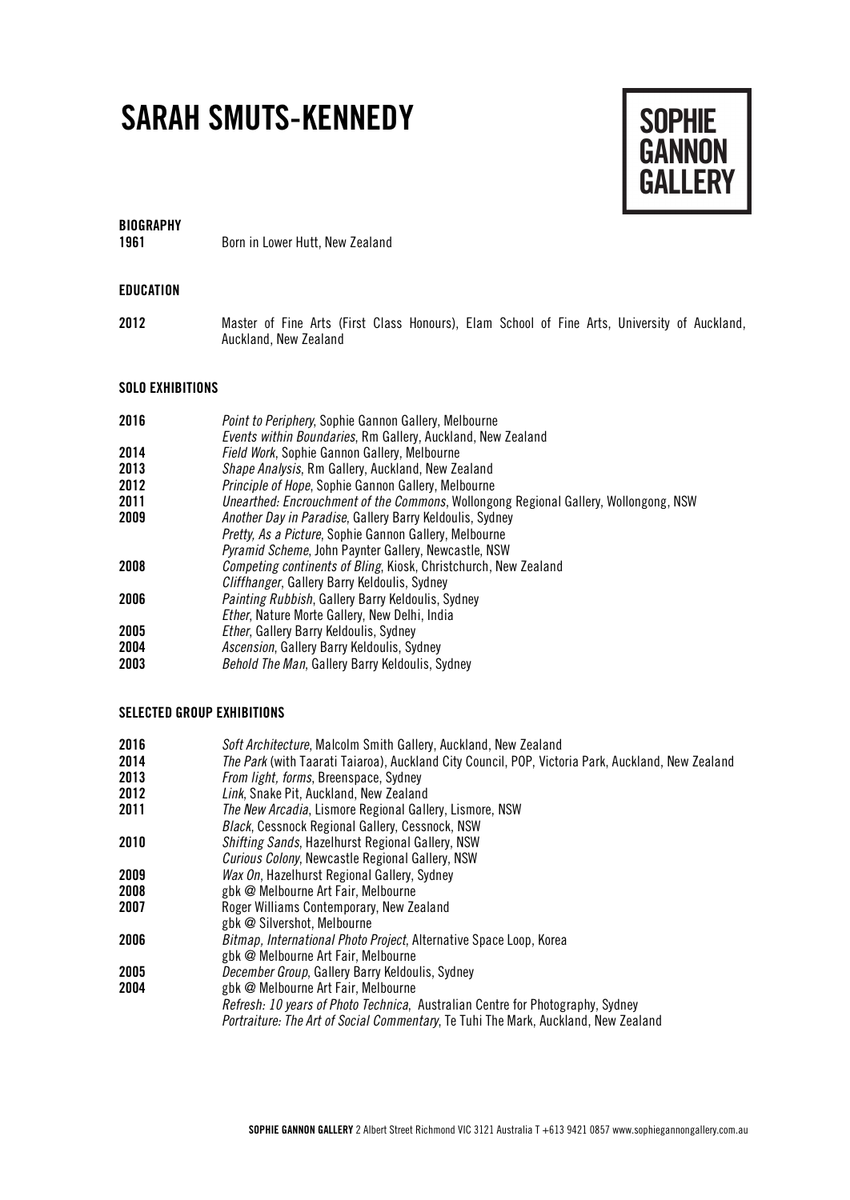# SARAH SMUTS-KENNEDY

**SOPHIE GANNON GALLERY**

## BIOGRAPHY

**1961** Born in Lower Hutt, New Zealand

## EDUCATION

**2012** Master of Fine Arts (First Class Honours), Elam School of Fine Arts, University of Auckland, Auckland, New Zealand

## SOLO EXHIBITIONS

**2016** *Point to Periphery*, Sophie Gannon Gallery, Melbourne
*Events within Boundaries*, Rm Gallery, Auckland, New Zealand
**2014** *Field Work*, Sophie Gannon Gallery, Melbourne
**2013** *Shape Analysis*, Rm Gallery, Auckland, New Zealand
**2012** *Principle of Hope*, Sophie Gannon Gallery, Melbourne
**2011** *Unearthed: Encrouchment of the Commons*, Wollongong Regional Gallery, Wollongong, NSW
**2009** *Another Day in Paradise*, Gallery Barry Keldoulis, Sydney
*Pretty, As a Picture*, Sophie Gannon Gallery, Melbourne
*Pyramid Scheme*, John Paynter Gallery, Newcastle, NSW
**2008** *Competing continents of Bling*, Kiosk, Christchurch, New Zealand
*Cliffhanger*, Gallery Barry Keldoulis, Sydney
**2006** *Painting Rubbish*, Gallery Barry Keldoulis, Sydney
*Ether*, Nature Morte Gallery, New Delhi, India
**2005** *Ether*, Gallery Barry Keldoulis, Sydney
**2004** *Ascension*, Gallery Barry Keldoulis, Sydney
**2003** *Behold The Man*, Gallery Barry Keldoulis, Sydney

## SELECTED GROUP EXHIBITIONS

**2016** *Soft Architecture*, Malcolm Smith Gallery, Auckland, New Zealand
**2014** *The Park* (with Taarati Taiaroa), Auckland City Council, POP, Victoria Park, Auckland, New Zealand
**2013** *From light, forms*, Breenspace, Sydney
**2012** *Link*, Snake Pit, Auckland, New Zealand
**2011** *The New Arcadia*, Lismore Regional Gallery, Lismore, NSW
*Black*, Cessnock Regional Gallery, Cessnock, NSW
**2010** *Shifting Sands*, Hazelhurst Regional Gallery, NSW
*Curious Colony*, Newcastle Regional Gallery, NSW
**2009** *Wax On*, Hazelhurst Regional Gallery, Sydney
**2008** gbk @ Melbourne Art Fair, Melbourne
**2007** Roger Williams Contemporary, New Zealand
gbk @ Silvershot, Melbourne
**2006** *Bitmap, International Photo Project*, Alternative Space Loop, Korea
gbk @ Melbourne Art Fair, Melbourne
**2005** *December Group*, Gallery Barry Keldoulis, Sydney
**2004** gbk @ Melbourne Art Fair, Melbourne
*Refresh: 10 years of Photo Technica*, Australian Centre for Photography, Sydney
*Portraiture: The Art of Social Commentary*, Te Tuhi The Mark, Auckland, New Zealand

**SOPHIE GANNON GALLERY** 2 Albert Street Richmond VIC 3121 Australia T +613 9421 0857 www.sophiegannongallery.com.au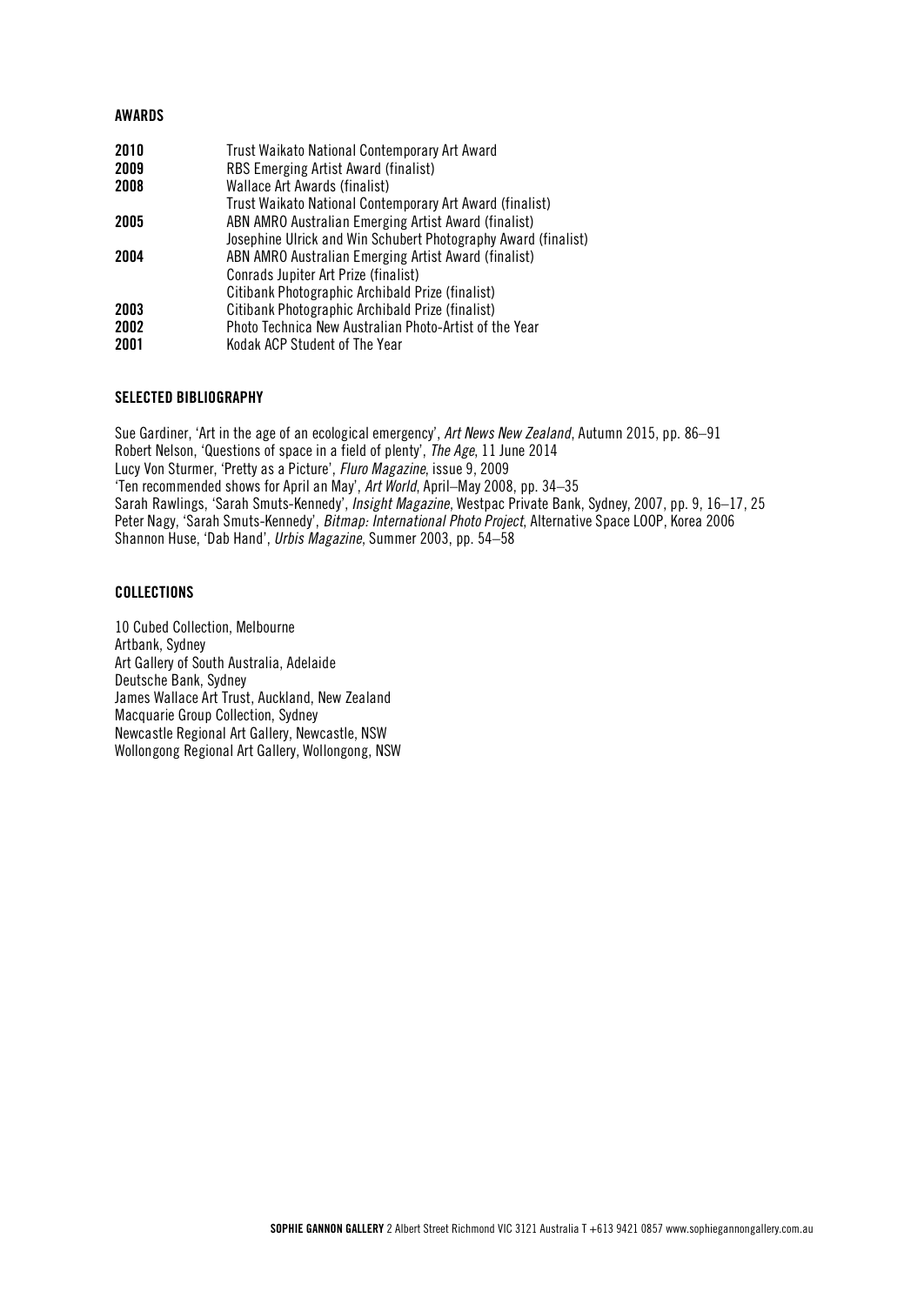## AWARDS

| | |
|---|---|
| **2010** | Trust Waikato National Contemporary Art Award |
| **2009** | RBS Emerging Artist Award (finalist) |
| **2008** | Wallace Art Awards (finalist) |
| | Trust Waikato National Contemporary Art Award (finalist) |
| **2005** | ABN AMRO Australian Emerging Artist Award (finalist) |
| | Josephine Ulrick and Win Schubert Photography Award (finalist) |
| **2004** | ABN AMRO Australian Emerging Artist Award (finalist) |
| | Conrads Jupiter Art Prize (finalist) |
| | Citibank Photographic Archibald Prize (finalist) |
| **2003** | Citibank Photographic Archibald Prize (finalist) |
| **2002** | Photo Technica New Australian Photo-Artist of the Year |
| **2001** | Kodak ACP Student of The Year |

## SELECTED BIBLIOGRAPHY

Sue Gardiner, 'Art in the age of an ecological emergency', *Art News New Zealand*, Autumn 2015, pp. 86–91
Robert Nelson, 'Questions of space in a field of plenty', *The Age*, 11 June 2014
Lucy Von Sturmer, 'Pretty as a Picture', *Fluro Magazine*, issue 9, 2009
'Ten recommended shows for April an May', *Art World*, April–May 2008, pp. 34–35
Sarah Rawlings, 'Sarah Smuts-Kennedy', *Insight Magazine*, Westpac Private Bank, Sydney, 2007, pp. 9, 16–17, 25
Peter Nagy, 'Sarah Smuts-Kennedy', *Bitmap: International Photo Project*, Alternative Space LOOP, Korea 2006
Shannon Huse, 'Dab Hand', *Urbis Magazine*, Summer 2003, pp. 54–58

## COLLECTIONS

10 Cubed Collection, Melbourne
Artbank, Sydney
Art Gallery of South Australia, Adelaide
Deutsche Bank, Sydney
James Wallace Art Trust, Auckland, New Zealand
Macquarie Group Collection, Sydney
Newcastle Regional Art Gallery, Newcastle, NSW
Wollongong Regional Art Gallery, Wollongong, NSW